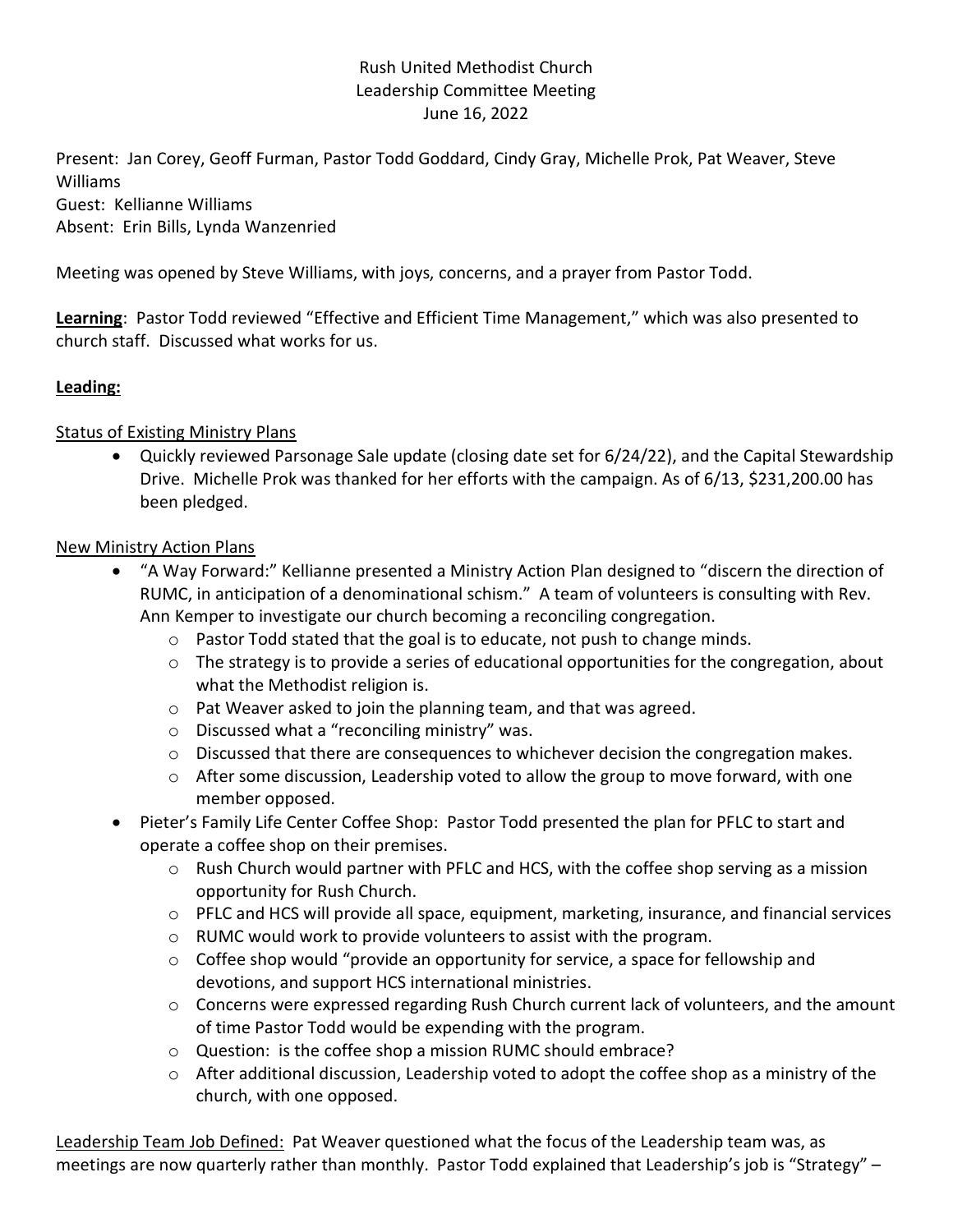Rush United Methodist Church
Leadership Committee Meeting
June 16, 2022

Present: Jan Corey, Geoff Furman, Pastor Todd Goddard, Cindy Gray, Michelle Prok, Pat Weaver, Steve Williams
Guest: Kellianne Williams
Absent: Erin Bills, Lynda Wanzenried

Meeting was opened by Steve Williams, with joys, concerns, and a prayer from Pastor Todd.

**Learning**: Pastor Todd reviewed "Effective and Efficient Time Management," which was also presented to church staff. Discussed what works for us.

**Leading:**

Status of Existing Ministry Plans

- Quickly reviewed Parsonage Sale update (closing date set for 6/24/22), and the Capital Stewardship Drive. Michelle Prok was thanked for her efforts with the campaign. As of 6/13, $231,200.00 has been pledged.

New Ministry Action Plans

- "A Way Forward:" Kellianne presented a Ministry Action Plan designed to "discern the direction of RUMC, in anticipation of a denominational schism." A team of volunteers is consulting with Rev. Ann Kemper to investigate our church becoming a reconciling congregation.
  - Pastor Todd stated that the goal is to educate, not push to change minds.
  - The strategy is to provide a series of educational opportunities for the congregation, about what the Methodist religion is.
  - Pat Weaver asked to join the planning team, and that was agreed.
  - Discussed what a "reconciling ministry" was.
  - Discussed that there are consequences to whichever decision the congregation makes.
  - After some discussion, Leadership voted to allow the group to move forward, with one member opposed.
- Pieter's Family Life Center Coffee Shop: Pastor Todd presented the plan for PFLC to start and operate a coffee shop on their premises.
  - Rush Church would partner with PFLC and HCS, with the coffee shop serving as a mission opportunity for Rush Church.
  - PFLC and HCS will provide all space, equipment, marketing, insurance, and financial services
  - RUMC would work to provide volunteers to assist with the program.
  - Coffee shop would "provide an opportunity for service, a space for fellowship and devotions, and support HCS international ministries.
  - Concerns were expressed regarding Rush Church current lack of volunteers, and the amount of time Pastor Todd would be expending with the program.
  - Question: is the coffee shop a mission RUMC should embrace?
  - After additional discussion, Leadership voted to adopt the coffee shop as a ministry of the church, with one opposed.

Leadership Team Job Defined: Pat Weaver questioned what the focus of the Leadership team was, as meetings are now quarterly rather than monthly. Pastor Todd explained that Leadership's job is "Strategy" –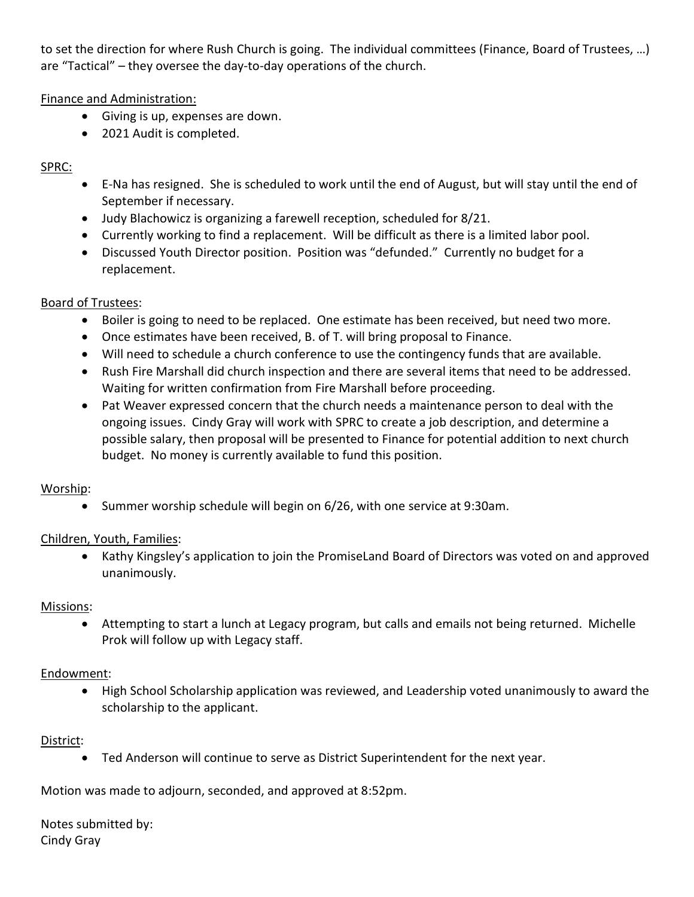to set the direction for where Rush Church is going. The individual committees (Finance, Board of Trustees, …) are "Tactical" – they oversee the day-to-day operations of the church.

Finance and Administration:

- Giving is up, expenses are down.
- 2021 Audit is completed.

SPRC:

- E-Na has resigned. She is scheduled to work until the end of August, but will stay until the end of September if necessary.
- Judy Blachowicz is organizing a farewell reception, scheduled for 8/21.
- Currently working to find a replacement. Will be difficult as there is a limited labor pool.
- Discussed Youth Director position. Position was "defunded." Currently no budget for a replacement.

Board of Trustees:

- Boiler is going to need to be replaced. One estimate has been received, but need two more.
- Once estimates have been received, B. of T. will bring proposal to Finance.
- Will need to schedule a church conference to use the contingency funds that are available.
- Rush Fire Marshall did church inspection and there are several items that need to be addressed. Waiting for written confirmation from Fire Marshall before proceeding.
- Pat Weaver expressed concern that the church needs a maintenance person to deal with the ongoing issues. Cindy Gray will work with SPRC to create a job description, and determine a possible salary, then proposal will be presented to Finance for potential addition to next church budget. No money is currently available to fund this position.

Worship:

- Summer worship schedule will begin on 6/26, with one service at 9:30am.

Children, Youth, Families:

- Kathy Kingsley's application to join the PromiseLand Board of Directors was voted on and approved unanimously.

Missions:

- Attempting to start a lunch at Legacy program, but calls and emails not being returned. Michelle Prok will follow up with Legacy staff.

Endowment:

- High School Scholarship application was reviewed, and Leadership voted unanimously to award the scholarship to the applicant.

District:

- Ted Anderson will continue to serve as District Superintendent for the next year.

Motion was made to adjourn, seconded, and approved at 8:52pm.

Notes submitted by:
Cindy Gray